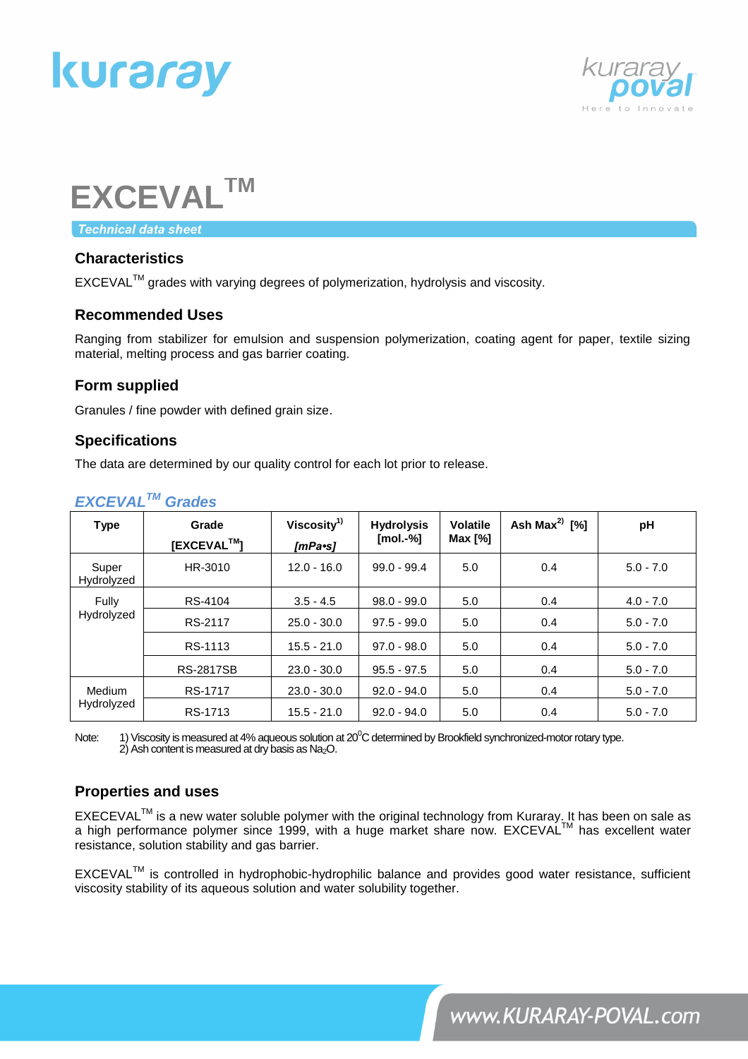# EXCEVAL™

*Technical data sheet*

## Characteristics

EXCEVAL™ grades with varying degrees of polymerization, hydrolysis and viscosity.

## Recommended Uses

Ranging from stabilizer for emulsion and suspension polymerization, coating agent for paper, textile sizing material, melting process and gas barrier coating.

## Form supplied

Granules / fine powder with defined grain size.

## Specifications

The data are determined by our quality control for each lot prior to release.

### *EXCEVAL™ Grades*

| Type | Grade [EXCEVAL™] | Viscosity[1) ] *[mPa•s]* | Hydrolysis [mol.-%] | Volatile Max [%] | Ash Max[2)] [%] | pH |
|---|---|---|---|---|---|---|
| Super Hydrolyzed | HR-3010 | 12.0 - 16.0 | 99.0 - 99.4 | 5.0 | 0.4 | 5.0 - 7.0 |
| Fully Hydrolyzed | RS-4104 | 3.5 - 4.5 | 98.0 - 99.0 | 5.0 | 0.4 | 4.0 - 7.0 |
| | RS-2117 | 25.0 - 30.0 | 97.5 - 99.0 | 5.0 | 0.4 | 5.0 - 7.0 |
| | RS-1113 | 15.5 - 21.0 | 97.0 - 98.0 | 5.0 | 0.4 | 5.0 - 7.0 |
| | RS-2817SB | 23.0 - 30.0 | 95.5 - 97.5 | 5.0 | 0.4 | 5.0 - 7.0 |
| Medium Hydrolyzed | RS-1717 | 23.0 - 30.0 | 92.0 - 94.0 | 5.0 | 0.4 | 5.0 - 7.0 |
| | RS-1713 | 15.5 - 21.0 | 92.0 - 94.0 | 5.0 | 0.4 | 5.0 - 7.0 |

Note: 1) Viscosity is measured at 4% aqueous solution at $20^0$C determined by Brookfield synchronized-motor rotary type.
2) Ash content is measured at dry basis as $Na_2O$.

## Properties and uses

EXECEVAL™ is a new water soluble polymer with the original technology from Kuraray. It has been on sale as a high performance polymer since 1999, with a huge market share now. EXCEVAL™ has excellent water resistance, solution stability and gas barrier.

EXCEVAL™ is controlled in hydrophobic-hydrophilic balance and provides good water resistance, sufficient viscosity stability of its aqueous solution and water solubility together.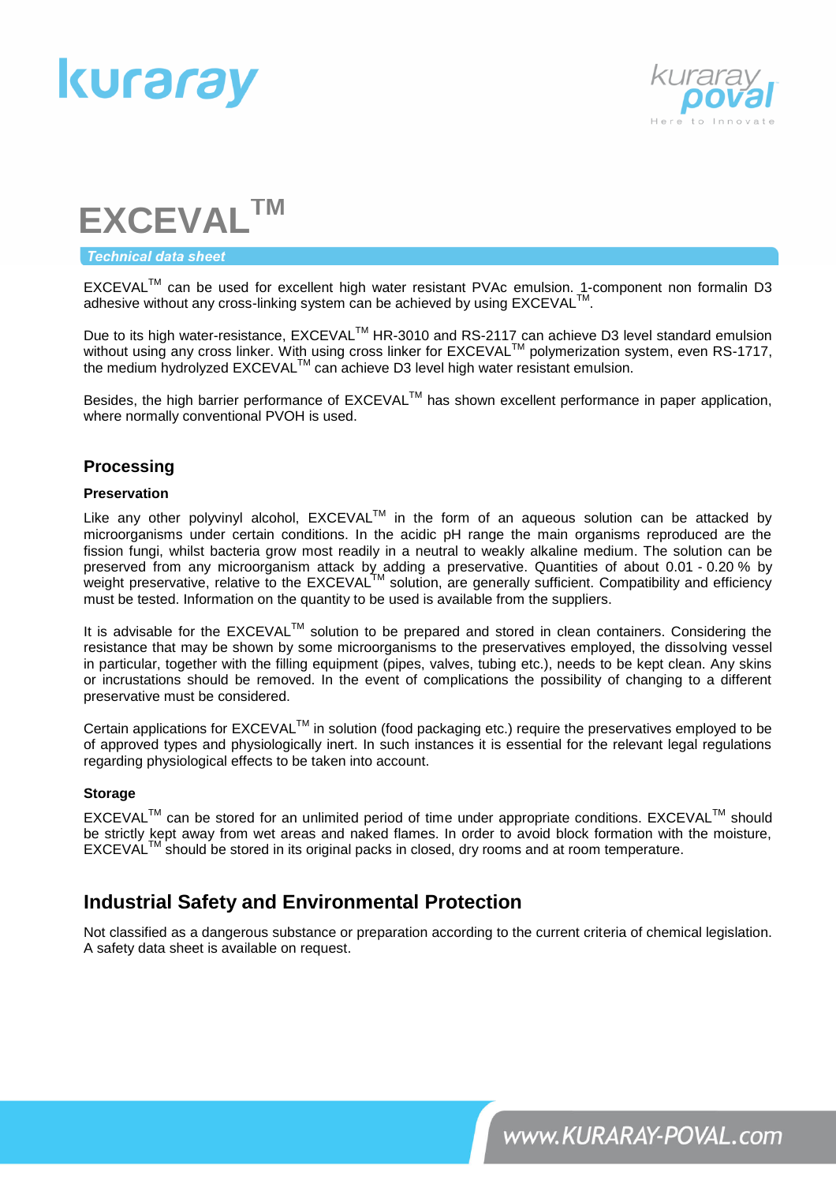# EXCEVAL™

*Technical data sheet*

EXCEVAL™ can be used for excellent high water resistant PVAc emulsion. 1-component non formalin D3 adhesive without any cross-linking system can be achieved by using EXCEVAL™.

Due to its high water-resistance, EXCEVAL™ HR-3010 and RS-2117 can achieve D3 level standard emulsion without using any cross linker. With using cross linker for EXCEVAL™ polymerization system, even RS-1717, the medium hydrolyzed EXCEVAL™ can achieve D3 level high water resistant emulsion.

Besides, the high barrier performance of EXCEVAL™ has shown excellent performance in paper application, where normally conventional PVOH is used.

## Processing

### Preservation

Like any other polyvinyl alcohol, EXCEVAL™ in the form of an aqueous solution can be attacked by microorganisms under certain conditions. In the acidic pH range the main organisms reproduced are the fission fungi, whilst bacteria grow most readily in a neutral to weakly alkaline medium. The solution can be preserved from any microorganism attack by adding a preservative. Quantities of about 0.01 - 0.20 % by weight preservative, relative to the EXCEVAL™ solution, are generally sufficient. Compatibility and efficiency must be tested. Information on the quantity to be used is available from the suppliers.

It is advisable for the EXCEVAL™ solution to be prepared and stored in clean containers. Considering the resistance that may be shown by some microorganisms to the preservatives employed, the dissolving vessel in particular, together with the filling equipment (pipes, valves, tubing etc.), needs to be kept clean. Any skins or incrustations should be removed. In the event of complications the possibility of changing to a different preservative must be considered.

Certain applications for EXCEVAL™ in solution (food packaging etc.) require the preservatives employed to be of approved types and physiologically inert. In such instances it is essential for the relevant legal regulations regarding physiological effects to be taken into account.

### Storage

EXCEVAL™ can be stored for an unlimited period of time under appropriate conditions. EXCEVAL™ should be strictly kept away from wet areas and naked flames. In order to avoid block formation with the moisture, EXCEVAL™ should be stored in its original packs in closed, dry rooms and at room temperature.

## Industrial Safety and Environmental Protection

Not classified as a dangerous substance or preparation according to the current criteria of chemical legislation. A safety data sheet is available on request.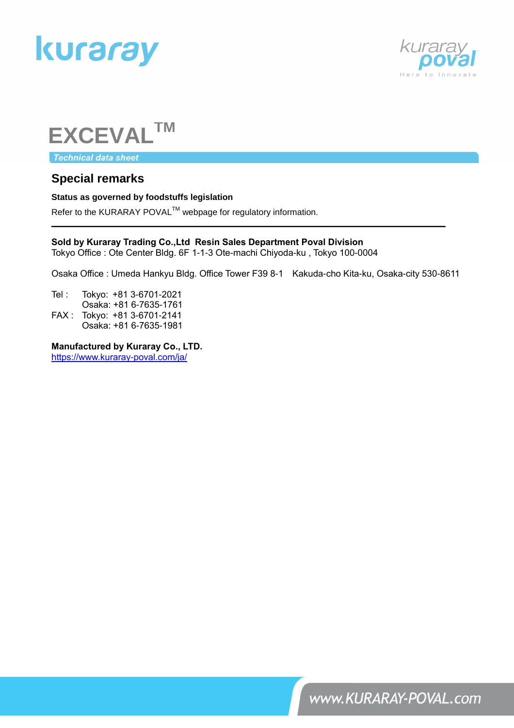# EXCEVAL™

*Technical data sheet*

## Special remarks

**Status as governed by foodstuffs legislation**

Refer to the KURARAY POVAL™ webpage for regulatory information.

---

**Sold by Kuraray Trading Co.,Ltd Resin Sales Department Poval Division**
Tokyo Office : Ote Center Bldg. 6F 1-1-3 Ote-machi Chiyoda-ku , Tokyo 100-0004

Osaka Office : Umeda Hankyu Bldg. Office Tower F39 8-1 Kakuda-cho Kita-ku, Osaka-city 530-8611

Tel : Tokyo: +81 3-6701-2021
Osaka: +81 6-7635-1761
FAX : Tokyo: +81 3-6701-2141
Osaka: +81 6-7635-1981

**Manufactured by Kuraray Co., LTD.**
https://www.kuraray-poval.com/ja/